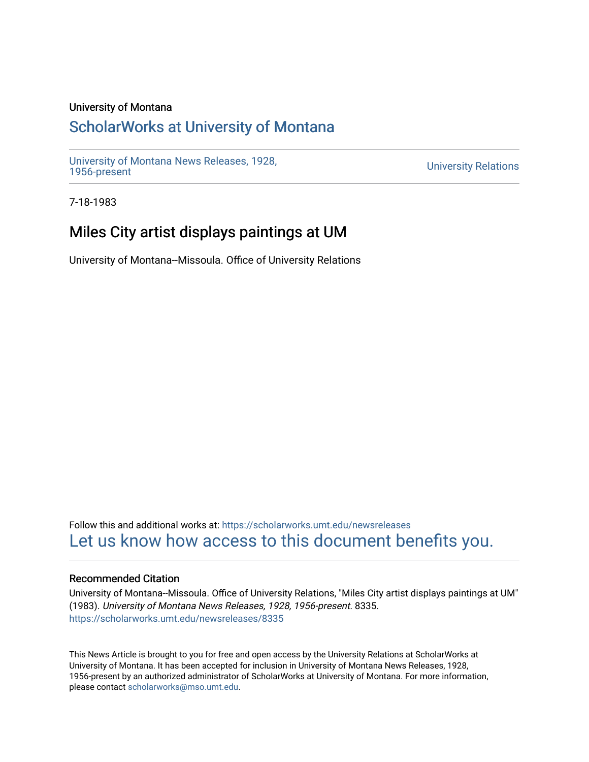University of Montana

# ScholarWorks at University of Montana

University of Montana News Releases, 1928, 1956-present

University Relations

7-18-1983

## Miles City artist displays paintings at UM

University of Montana--Missoula. Office of University Relations

Follow this and additional works at: https://scholarworks.umt.edu/newsreleases

Let us know how access to this document benefits you.

### Recommended Citation

University of Montana--Missoula. Office of University Relations, "Miles City artist displays paintings at UM" (1983). *University of Montana News Releases, 1928, 1956-present*. 8335.
https://scholarworks.umt.edu/newsreleases/8335

This News Article is brought to you for free and open access by the University Relations at ScholarWorks at University of Montana. It has been accepted for inclusion in University of Montana News Releases, 1928, 1956-present by an authorized administrator of ScholarWorks at University of Montana. For more information, please contact scholarworks@mso.umt.edu.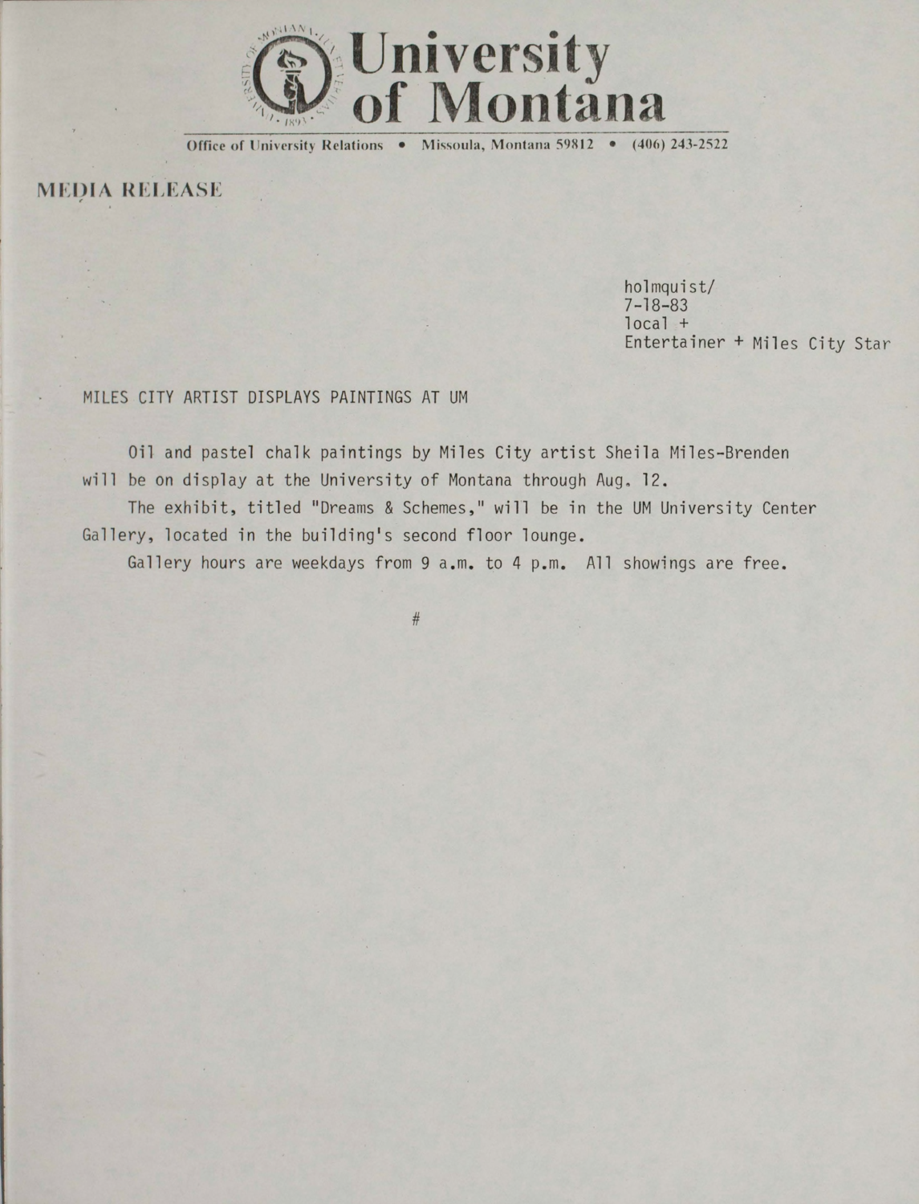# University of Montana

Office of University Relations • Missoula, Montana 59812 • (406) 243-2522

## MEDIA RELEASE

holmquist/
7-18-83
local +
Entertainer + Miles City Star

MILES CITY ARTIST DISPLAYS PAINTINGS AT UM

Oil and pastel chalk paintings by Miles City artist Sheila Miles-Brenden will be on display at the University of Montana through Aug. 12.

The exhibit, titled "Dreams & Schemes," will be in the UM University Center Gallery, located in the building's second floor lounge.

Gallery hours are weekdays from 9 a.m. to 4 p.m. All showings are free.

#